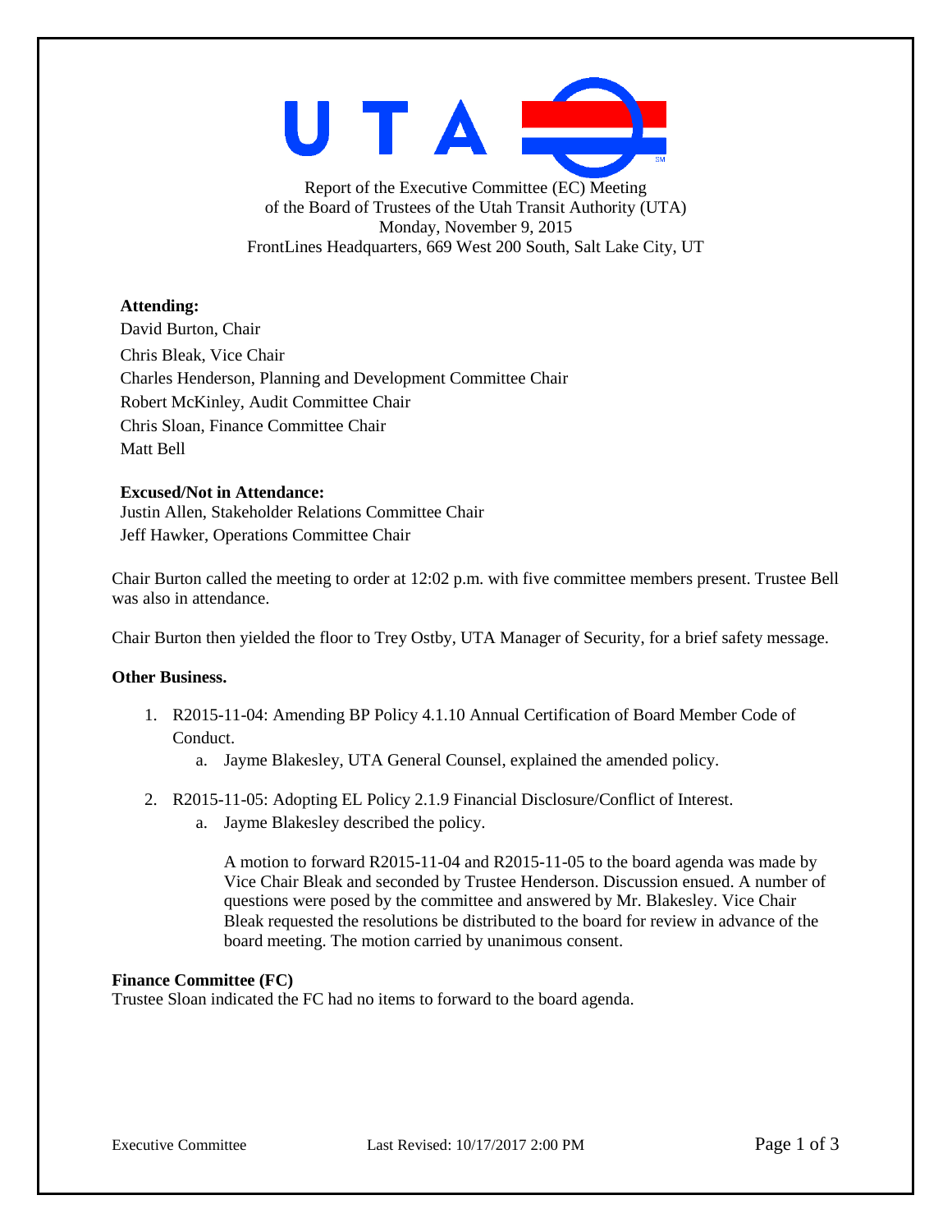Report of the Executive Committee (EC) Meeting
of the Board of Trustees of the Utah Transit Authority (UTA)
Monday, November 9, 2015
FrontLines Headquarters, 669 West 200 South, Salt Lake City, UT

**Attending:**
David Burton, Chair
Chris Bleak, Vice Chair
Charles Henderson, Planning and Development Committee Chair
Robert McKinley, Audit Committee Chair
Chris Sloan, Finance Committee Chair
Matt Bell

**Excused/Not in Attendance:**
Justin Allen, Stakeholder Relations Committee Chair
Jeff Hawker, Operations Committee Chair

Chair Burton called the meeting to order at 12:02 p.m. with five committee members present. Trustee Bell was also in attendance.

Chair Burton then yielded the floor to Trey Ostby, UTA Manager of Security, for a brief safety message.

**Other Business.**

1. R2015-11-04: Amending BP Policy 4.1.10 Annual Certification of Board Member Code of Conduct.
    a. Jayme Blakesley, UTA General Counsel, explained the amended policy.

2. R2015-11-05: Adopting EL Policy 2.1.9 Financial Disclosure/Conflict of Interest.
    a. Jayme Blakesley described the policy.

    A motion to forward R2015-11-04 and R2015-11-05 to the board agenda was made by Vice Chair Bleak and seconded by Trustee Henderson. Discussion ensued. A number of questions were posed by the committee and answered by Mr. Blakesley. Vice Chair Bleak requested the resolutions be distributed to the board for review in advance of the board meeting. The motion carried by unanimous consent.

**Finance Committee (FC)**
Trustee Sloan indicated the FC had no items to forward to the board agenda.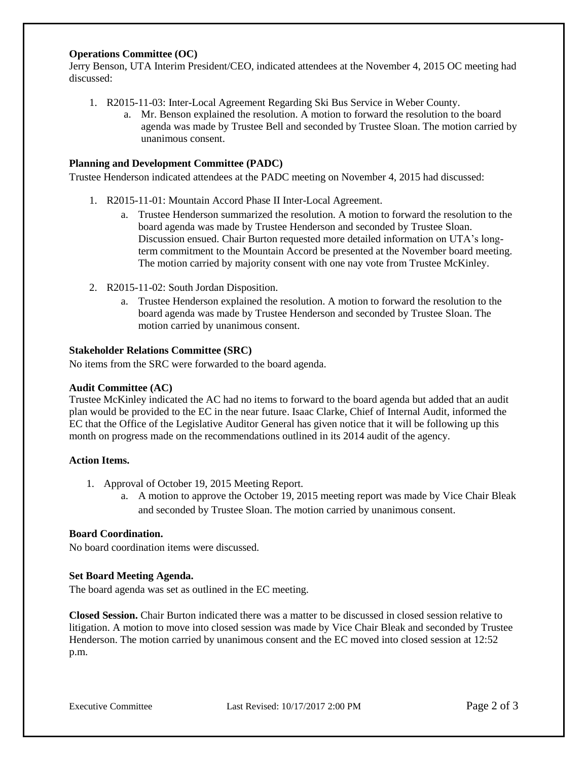**Operations Committee (OC)**

Jerry Benson, UTA Interim President/CEO, indicated attendees at the November 4, 2015 OC meeting had discussed:

1. R2015-11-03: Inter-Local Agreement Regarding Ski Bus Service in Weber County.
    a. Mr. Benson explained the resolution. A motion to forward the resolution to the board agenda was made by Trustee Bell and seconded by Trustee Sloan. The motion carried by unanimous consent.

**Planning and Development Committee (PADC)**

Trustee Henderson indicated attendees at the PADC meeting on November 4, 2015 had discussed:

1. R2015-11-01: Mountain Accord Phase II Inter-Local Agreement.
    a. Trustee Henderson summarized the resolution. A motion to forward the resolution to the board agenda was made by Trustee Henderson and seconded by Trustee Sloan. Discussion ensued. Chair Burton requested more detailed information on UTA's long-term commitment to the Mountain Accord be presented at the November board meeting. The motion carried by majority consent with one nay vote from Trustee McKinley.

2. R2015-11-02: South Jordan Disposition.
    a. Trustee Henderson explained the resolution. A motion to forward the resolution to the board agenda was made by Trustee Henderson and seconded by Trustee Sloan. The motion carried by unanimous consent.

**Stakeholder Relations Committee (SRC)**

No items from the SRC were forwarded to the board agenda.

**Audit Committee (AC)**

Trustee McKinley indicated the AC had no items to forward to the board agenda but added that an audit plan would be provided to the EC in the near future. Isaac Clarke, Chief of Internal Audit, informed the EC that the Office of the Legislative Auditor General has given notice that it will be following up this month on progress made on the recommendations outlined in its 2014 audit of the agency.

**Action Items.**

1. Approval of October 19, 2015 Meeting Report.
    a. A motion to approve the October 19, 2015 meeting report was made by Vice Chair Bleak and seconded by Trustee Sloan. The motion carried by unanimous consent.

**Board Coordination.**

No board coordination items were discussed.

**Set Board Meeting Agenda.**

The board agenda was set as outlined in the EC meeting.

**Closed Session.** Chair Burton indicated there was a matter to be discussed in closed session relative to litigation. A motion to move into closed session was made by Vice Chair Bleak and seconded by Trustee Henderson. The motion carried by unanimous consent and the EC moved into closed session at 12:52 p.m.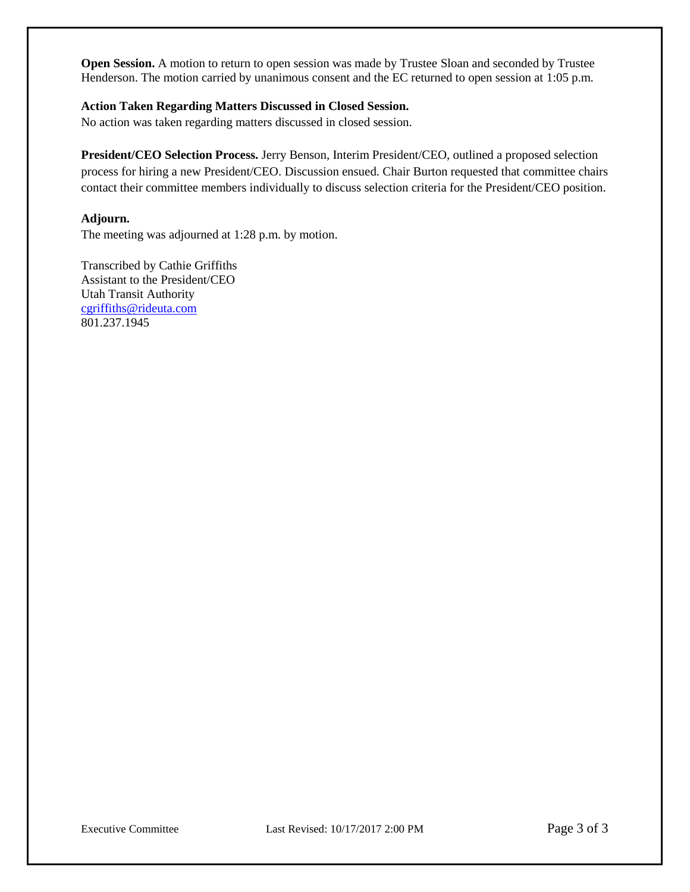**Open Session.** A motion to return to open session was made by Trustee Sloan and seconded by Trustee Henderson. The motion carried by unanimous consent and the EC returned to open session at 1:05 p.m.

**Action Taken Regarding Matters Discussed in Closed Session.**
No action was taken regarding matters discussed in closed session.

**President/CEO Selection Process.** Jerry Benson, Interim President/CEO, outlined a proposed selection process for hiring a new President/CEO. Discussion ensued. Chair Burton requested that committee chairs contact their committee members individually to discuss selection criteria for the President/CEO position.

**Adjourn.**
The meeting was adjourned at 1:28 p.m. by motion.

Transcribed by Cathie Griffiths
Assistant to the President/CEO
Utah Transit Authority
cgriffiths@rideuta.com
801.237.1945